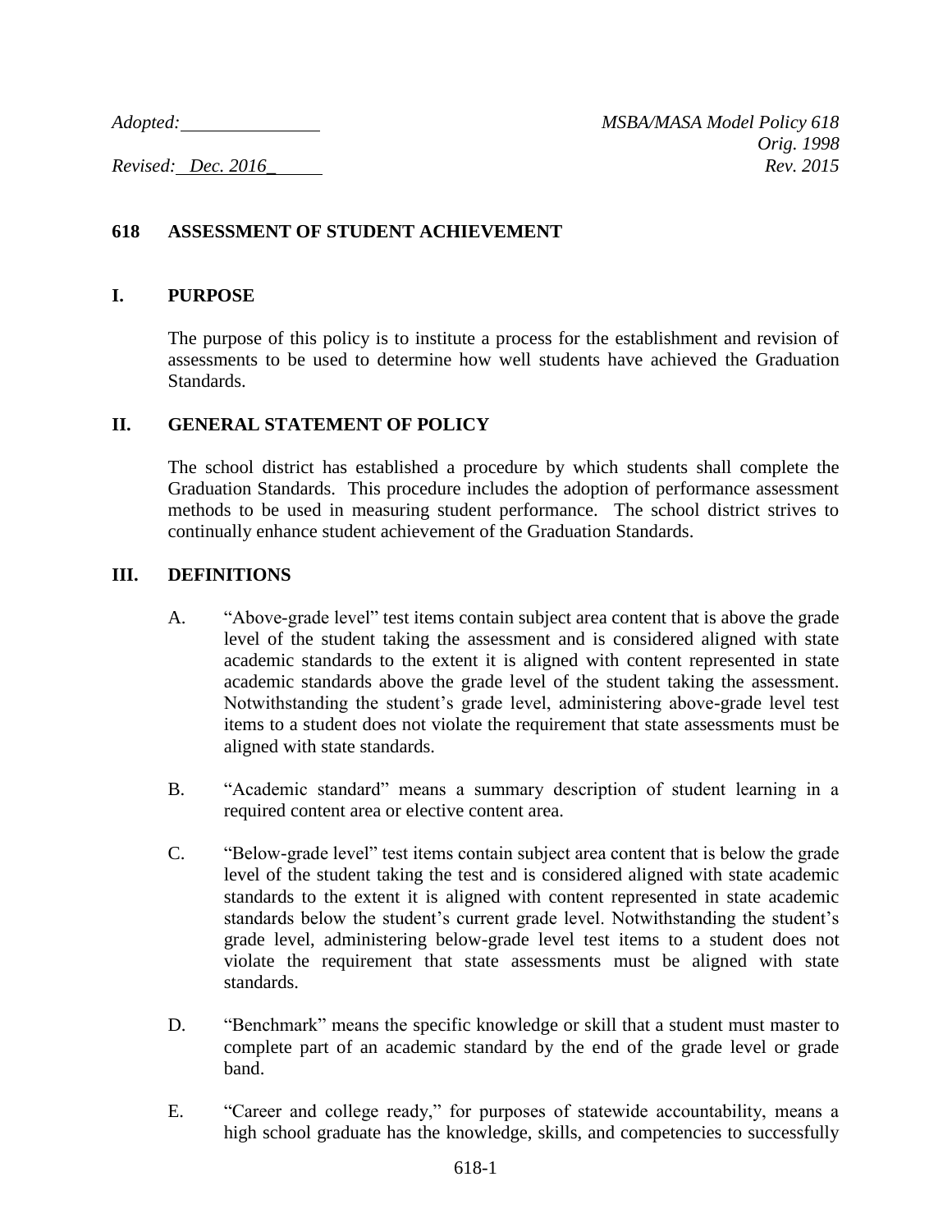*Adopted:* \_\_\_\_\_\_\_\_\_\_\_\_\_\_\_ *MSBA/MASA Model Policy 618*

*Orig. 1998*

*Revised: Dec. 2016* *Rev. 2015*

## 618 ASSESSMENT OF STUDENT ACHIEVEMENT

### I. PURPOSE

The purpose of this policy is to institute a process for the establishment and revision of assessments to be used to determine how well students have achieved the Graduation Standards.

### II. GENERAL STATEMENT OF POLICY

The school district has established a procedure by which students shall complete the Graduation Standards. This procedure includes the adoption of performance assessment methods to be used in measuring student performance. The school district strives to continually enhance student achievement of the Graduation Standards.

### III. DEFINITIONS

A. "Above-grade level" test items contain subject area content that is above the grade level of the student taking the assessment and is considered aligned with state academic standards to the extent it is aligned with content represented in state academic standards above the grade level of the student taking the assessment. Notwithstanding the student's grade level, administering above-grade level test items to a student does not violate the requirement that state assessments must be aligned with state standards.

B. "Academic standard" means a summary description of student learning in a required content area or elective content area.

C. "Below-grade level" test items contain subject area content that is below the grade level of the student taking the test and is considered aligned with state academic standards to the extent it is aligned with content represented in state academic standards below the student's current grade level. Notwithstanding the student's grade level, administering below-grade level test items to a student does not violate the requirement that state assessments must be aligned with state standards.

D. "Benchmark" means the specific knowledge or skill that a student must master to complete part of an academic standard by the end of the grade level or grade band.

E. "Career and college ready," for purposes of statewide accountability, means a high school graduate has the knowledge, skills, and competencies to successfully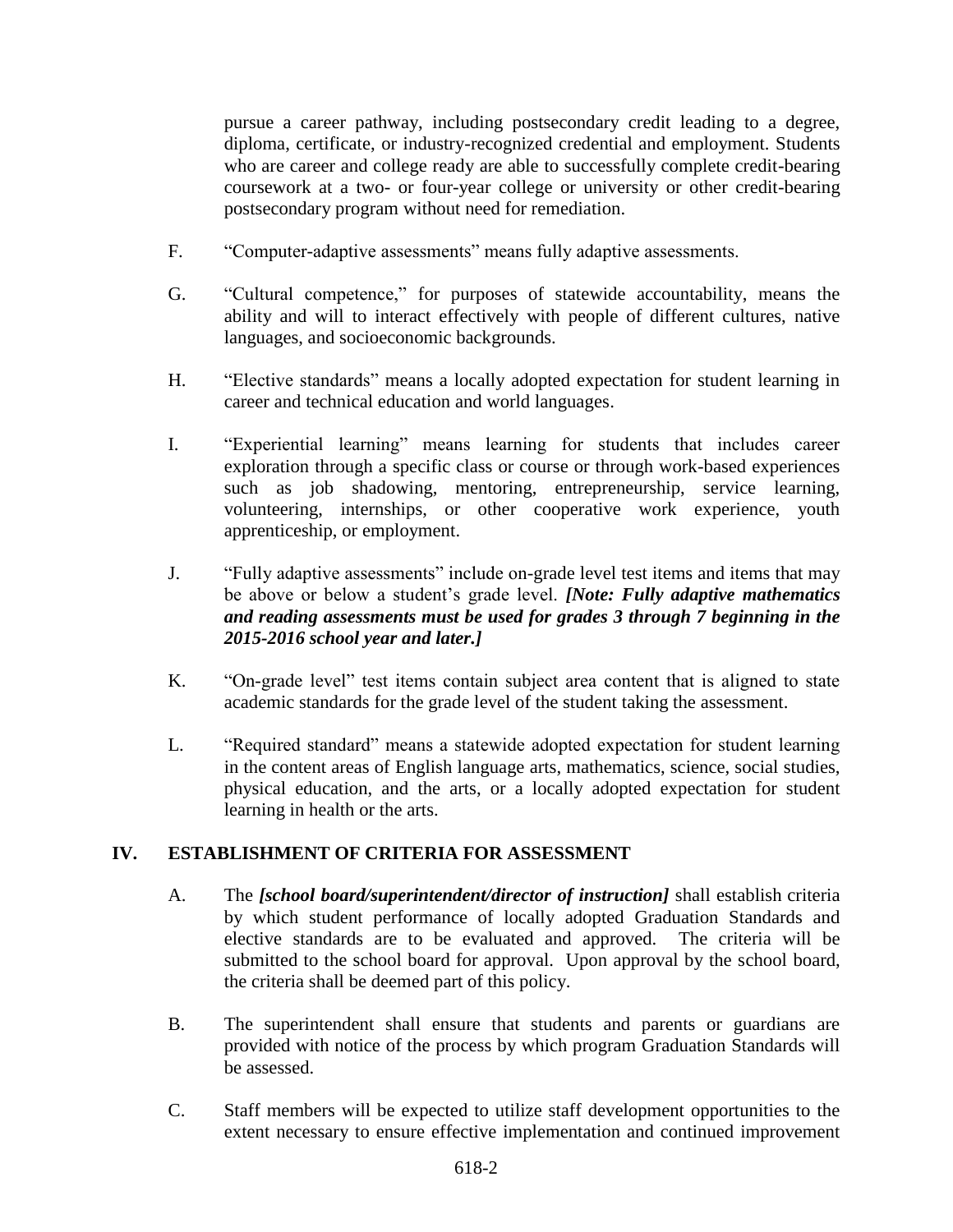pursue a career pathway, including postsecondary credit leading to a degree, diploma, certificate, or industry-recognized credential and employment. Students who are career and college ready are able to successfully complete credit-bearing coursework at a two- or four-year college or university or other credit-bearing postsecondary program without need for remediation.

F. "Computer-adaptive assessments" means fully adaptive assessments.

G. "Cultural competence," for purposes of statewide accountability, means the ability and will to interact effectively with people of different cultures, native languages, and socioeconomic backgrounds.

H. "Elective standards" means a locally adopted expectation for student learning in career and technical education and world languages.

I. "Experiential learning" means learning for students that includes career exploration through a specific class or course or through work-based experiences such as job shadowing, mentoring, entrepreneurship, service learning, volunteering, internships, or other cooperative work experience, youth apprenticeship, or employment.

J. "Fully adaptive assessments" include on-grade level test items and items that may be above or below a student's grade level. ***[Note: Fully adaptive mathematics and reading assessments must be used for grades 3 through 7 beginning in the 2015-2016 school year and later.]***

K. "On-grade level" test items contain subject area content that is aligned to state academic standards for the grade level of the student taking the assessment.

L. "Required standard" means a statewide adopted expectation for student learning in the content areas of English language arts, mathematics, science, social studies, physical education, and the arts, or a locally adopted expectation for student learning in health or the arts.

## IV. ESTABLISHMENT OF CRITERIA FOR ASSESSMENT

A. The ***[school board/superintendent/director of instruction]*** shall establish criteria by which student performance of locally adopted Graduation Standards and elective standards are to be evaluated and approved. The criteria will be submitted to the school board for approval. Upon approval by the school board, the criteria shall be deemed part of this policy.

B. The superintendent shall ensure that students and parents or guardians are provided with notice of the process by which program Graduation Standards will be assessed.

C. Staff members will be expected to utilize staff development opportunities to the extent necessary to ensure effective implementation and continued improvement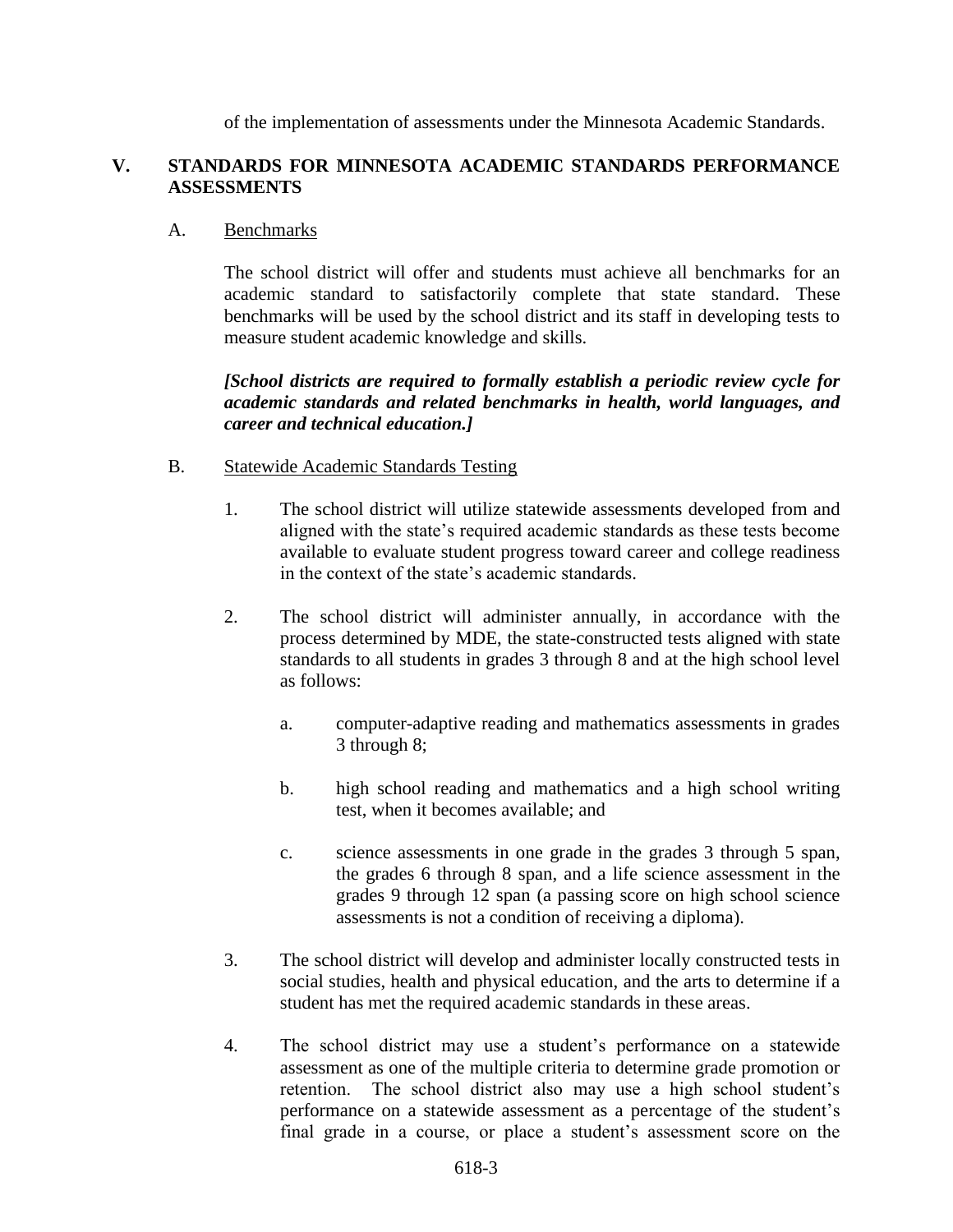of the implementation of assessments under the Minnesota Academic Standards.

## V. STANDARDS FOR MINNESOTA ACADEMIC STANDARDS PERFORMANCE ASSESSMENTS

A. Benchmarks

The school district will offer and students must achieve all benchmarks for an academic standard to satisfactorily complete that state standard. These benchmarks will be used by the school district and its staff in developing tests to measure student academic knowledge and skills.

***[School districts are required to formally establish a periodic review cycle for academic standards and related benchmarks in health, world languages, and career and technical education.]***

B. Statewide Academic Standards Testing

1. The school district will utilize statewide assessments developed from and aligned with the state's required academic standards as these tests become available to evaluate student progress toward career and college readiness in the context of the state's academic standards.

2. The school district will administer annually, in accordance with the process determined by MDE, the state-constructed tests aligned with state standards to all students in grades 3 through 8 and at the high school level as follows:

   a. computer-adaptive reading and mathematics assessments in grades 3 through 8;

   b. high school reading and mathematics and a high school writing test, when it becomes available; and

   c. science assessments in one grade in the grades 3 through 5 span, the grades 6 through 8 span, and a life science assessment in the grades 9 through 12 span (a passing score on high school science assessments is not a condition of receiving a diploma).

3. The school district will develop and administer locally constructed tests in social studies, health and physical education, and the arts to determine if a student has met the required academic standards in these areas.

4. The school district may use a student's performance on a statewide assessment as one of the multiple criteria to determine grade promotion or retention. The school district also may use a high school student's performance on a statewide assessment as a percentage of the student's final grade in a course, or place a student's assessment score on the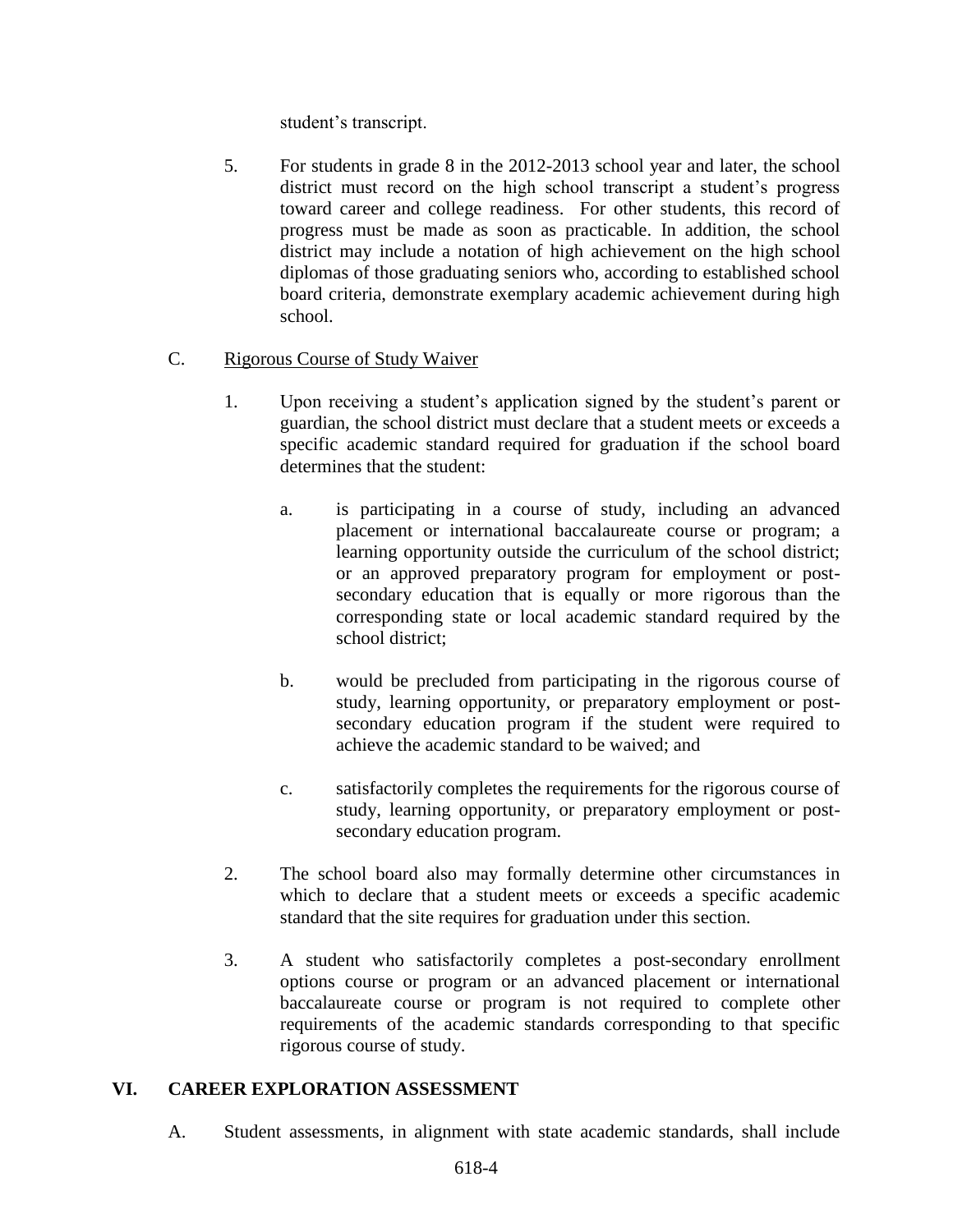student's transcript.

5. For students in grade 8 in the 2012-2013 school year and later, the school district must record on the high school transcript a student's progress toward career and college readiness. For other students, this record of progress must be made as soon as practicable. In addition, the school district may include a notation of high achievement on the high school diplomas of those graduating seniors who, according to established school board criteria, demonstrate exemplary academic achievement during high school.

C. Rigorous Course of Study Waiver

1. Upon receiving a student's application signed by the student's parent or guardian, the school district must declare that a student meets or exceeds a specific academic standard required for graduation if the school board determines that the student:

   a. is participating in a course of study, including an advanced placement or international baccalaureate course or program; a learning opportunity outside the curriculum of the school district; or an approved preparatory program for employment or post-secondary education that is equally or more rigorous than the corresponding state or local academic standard required by the school district;

   b. would be precluded from participating in the rigorous course of study, learning opportunity, or preparatory employment or post-secondary education program if the student were required to achieve the academic standard to be waived; and

   c. satisfactorily completes the requirements for the rigorous course of study, learning opportunity, or preparatory employment or post-secondary education program.

2. The school board also may formally determine other circumstances in which to declare that a student meets or exceeds a specific academic standard that the site requires for graduation under this section.

3. A student who satisfactorily completes a post-secondary enrollment options course or program or an advanced placement or international baccalaureate course or program is not required to complete other requirements of the academic standards corresponding to that specific rigorous course of study.

## VI. CAREER EXPLORATION ASSESSMENT

A. Student assessments, in alignment with state academic standards, shall include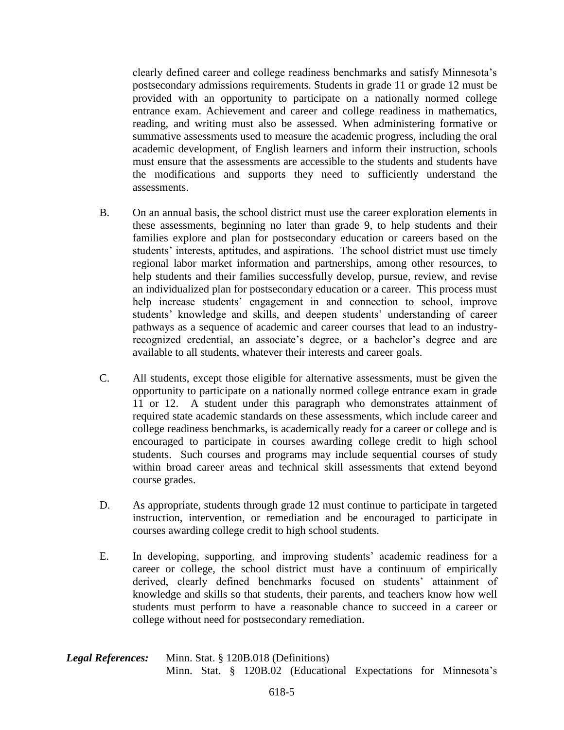clearly defined career and college readiness benchmarks and satisfy Minnesota's postsecondary admissions requirements. Students in grade 11 or grade 12 must be provided with an opportunity to participate on a nationally normed college entrance exam. Achievement and career and college readiness in mathematics, reading, and writing must also be assessed. When administering formative or summative assessments used to measure the academic progress, including the oral academic development, of English learners and inform their instruction, schools must ensure that the assessments are accessible to the students and students have the modifications and supports they need to sufficiently understand the assessments.

B. On an annual basis, the school district must use the career exploration elements in these assessments, beginning no later than grade 9, to help students and their families explore and plan for postsecondary education or careers based on the students' interests, aptitudes, and aspirations. The school district must use timely regional labor market information and partnerships, among other resources, to help students and their families successfully develop, pursue, review, and revise an individualized plan for postsecondary education or a career. This process must help increase students' engagement in and connection to school, improve students' knowledge and skills, and deepen students' understanding of career pathways as a sequence of academic and career courses that lead to an industry-recognized credential, an associate's degree, or a bachelor's degree and are available to all students, whatever their interests and career goals.

C. All students, except those eligible for alternative assessments, must be given the opportunity to participate on a nationally normed college entrance exam in grade 11 or 12. A student under this paragraph who demonstrates attainment of required state academic standards on these assessments, which include career and college readiness benchmarks, is academically ready for a career or college and is encouraged to participate in courses awarding college credit to high school students. Such courses and programs may include sequential courses of study within broad career areas and technical skill assessments that extend beyond course grades.

D. As appropriate, students through grade 12 must continue to participate in targeted instruction, intervention, or remediation and be encouraged to participate in courses awarding college credit to high school students.

E. In developing, supporting, and improving students' academic readiness for a career or college, the school district must have a continuum of empirically derived, clearly defined benchmarks focused on students' attainment of knowledge and skills so that students, their parents, and teachers know how well students must perform to have a reasonable chance to succeed in a career or college without need for postsecondary remediation.

***Legal References:*** Minn. Stat. § 120B.018 (Definitions)
Minn. Stat. § 120B.02 (Educational Expectations for Minnesota's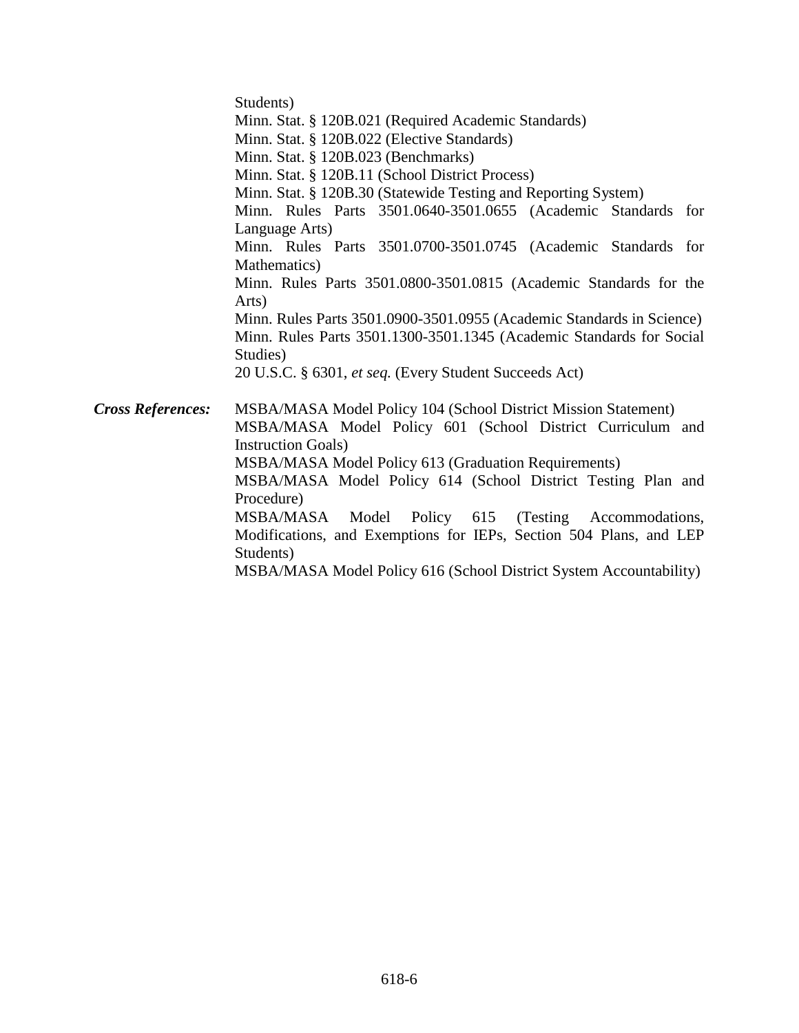Students)
Minn. Stat. § 120B.021 (Required Academic Standards)
Minn. Stat. § 120B.022 (Elective Standards)
Minn. Stat. § 120B.023 (Benchmarks)
Minn. Stat. § 120B.11 (School District Process)
Minn. Stat. § 120B.30 (Statewide Testing and Reporting System)
Minn. Rules Parts 3501.0640-3501.0655 (Academic Standards for Language Arts)
Minn. Rules Parts 3501.0700-3501.0745 (Academic Standards for Mathematics)
Minn. Rules Parts 3501.0800-3501.0815 (Academic Standards for the Arts)
Minn. Rules Parts 3501.0900-3501.0955 (Academic Standards in Science)
Minn. Rules Parts 3501.1300-3501.1345 (Academic Standards for Social Studies)
20 U.S.C. § 6301, *et seq.* (Every Student Succeeds Act)

***Cross References:*** MSBA/MASA Model Policy 104 (School District Mission Statement)
MSBA/MASA Model Policy 601 (School District Curriculum and Instruction Goals)
MSBA/MASA Model Policy 613 (Graduation Requirements)
MSBA/MASA Model Policy 614 (School District Testing Plan and Procedure)
MSBA/MASA Model Policy 615 (Testing Accommodations, Modifications, and Exemptions for IEPs, Section 504 Plans, and LEP Students)
MSBA/MASA Model Policy 616 (School District System Accountability)